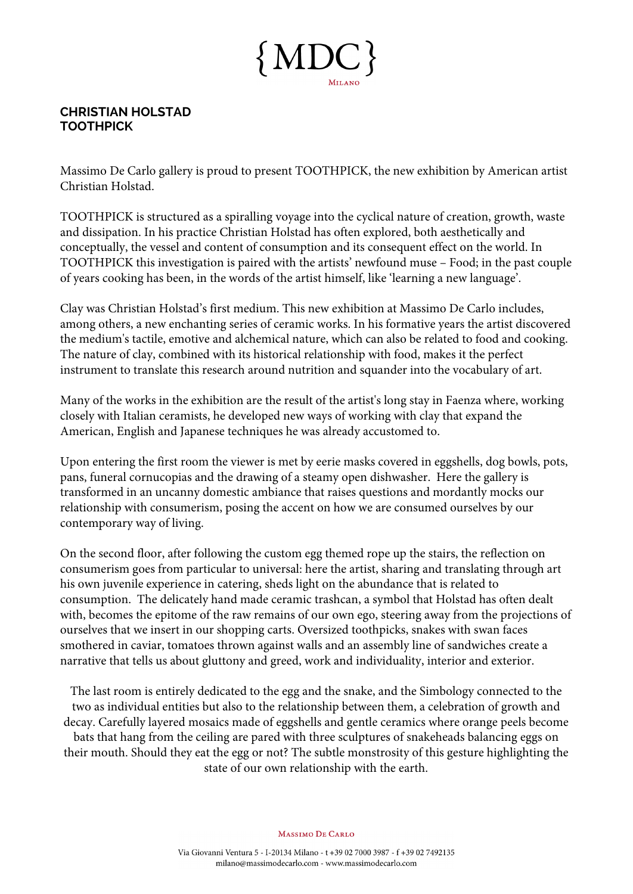# {MDC}

Milano

**CHRISTIAN HOLSTAD**
**TOOTHPICK**

Massimo De Carlo gallery is proud to present TOOTHPICK, the new exhibition by American artist Christian Holstad.

TOOTHPICK is structured as a spiralling voyage into the cyclical nature of creation, growth, waste and dissipation. In his practice Christian Holstad has often explored, both aesthetically and conceptually, the vessel and content of consumption and its consequent effect on the world. In TOOTHPICK this investigation is paired with the artists' newfound muse – Food; in the past couple of years cooking has been, in the words of the artist himself, like 'learning a new language'.

Clay was Christian Holstad's first medium. This new exhibition at Massimo De Carlo includes, among others, a new enchanting series of ceramic works. In his formative years the artist discovered the medium's tactile, emotive and alchemical nature, which can also be related to food and cooking. The nature of clay, combined with its historical relationship with food, makes it the perfect instrument to translate this research around nutrition and squander into the vocabulary of art.

Many of the works in the exhibition are the result of the artist's long stay in Faenza where, working closely with Italian ceramists, he developed new ways of working with clay that expand the American, English and Japanese techniques he was already accustomed to.

Upon entering the first room the viewer is met by eerie masks covered in eggshells, dog bowls, pots, pans, funeral cornucopias and the drawing of a steamy open dishwasher. Here the gallery is transformed in an uncanny domestic ambiance that raises questions and mordantly mocks our relationship with consumerism, posing the accent on how we are consumed ourselves by our contemporary way of living.

On the second floor, after following the custom egg themed rope up the stairs, the reflection on consumerism goes from particular to universal: here the artist, sharing and translating through art his own juvenile experience in catering, sheds light on the abundance that is related to consumption. The delicately hand made ceramic trashcan, a symbol that Holstad has often dealt with, becomes the epitome of the raw remains of our own ego, steering away from the projections of ourselves that we insert in our shopping carts. Oversized toothpicks, snakes with swan faces smothered in caviar, tomatoes thrown against walls and an assembly line of sandwiches create a narrative that tells us about gluttony and greed, work and individuality, interior and exterior.

The last room is entirely dedicated to the egg and the snake, and the Simbology connected to the two as individual entities but also to the relationship between them, a celebration of growth and decay. Carefully layered mosaics made of eggshells and gentle ceramics where orange peels become bats that hang from the ceiling are pared with three sculptures of snakeheads balancing eggs on their mouth. Should they eat the egg or not? The subtle monstrosity of this gesture highlighting the state of our own relationship with the earth.

Massimo De Carlo

Via Giovanni Ventura 5 - I-20134 Milano - t +39 02 7000 3987 - f +39 02 7492135
milano@massimodecarlo.com - www.massimodecarlo.com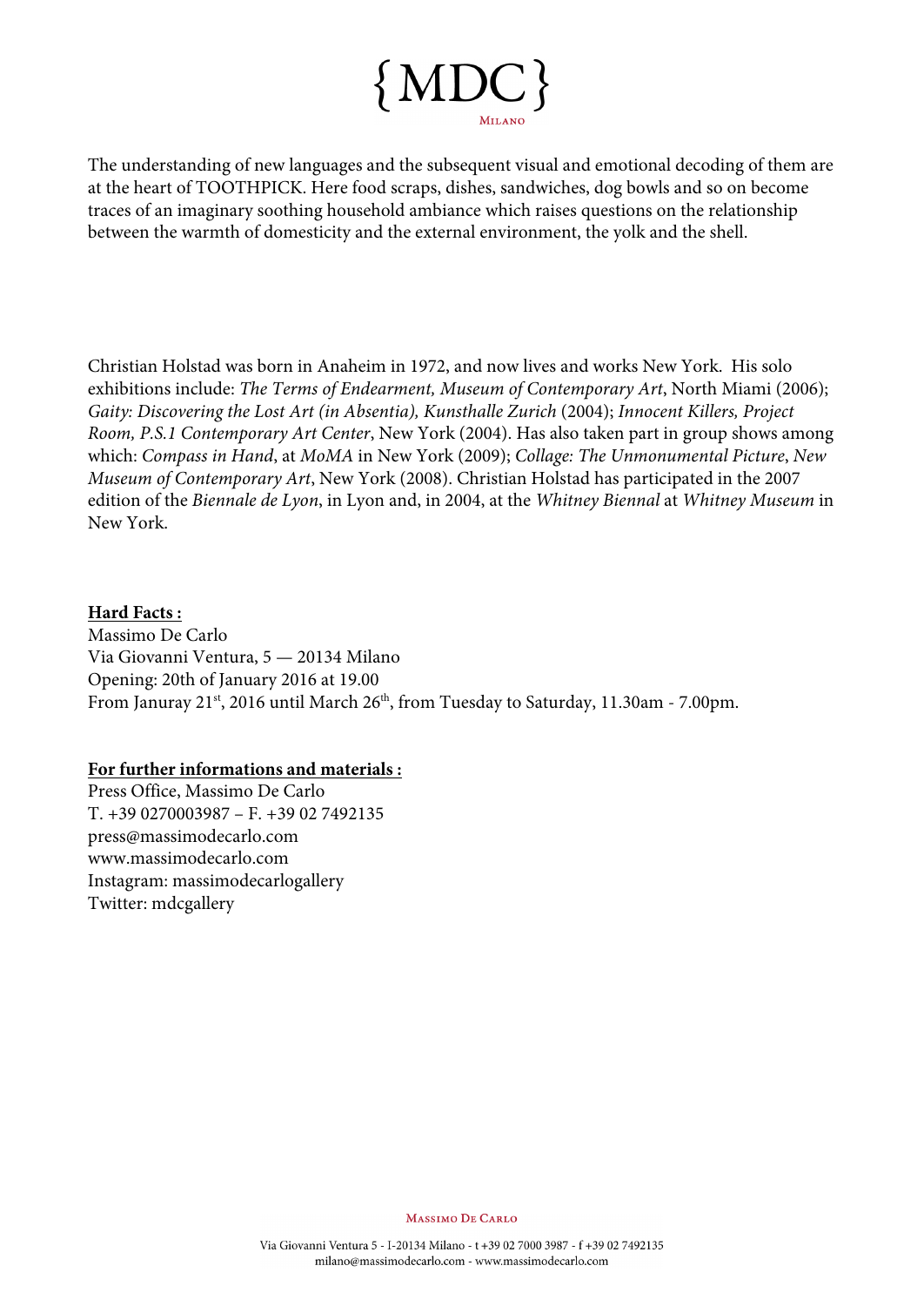The understanding of new languages and the subsequent visual and emotional decoding of them are at the heart of TOOTHPICK. Here food scraps, dishes, sandwiches, dog bowls and so on become traces of an imaginary soothing household ambiance which raises questions on the relationship between the warmth of domesticity and the external environment, the yolk and the shell.

Christian Holstad was born in Anaheim in 1972, and now lives and works New York. His solo exhibitions include: *The Terms of Endearment, Museum of Contemporary Art*, North Miami (2006); *Gaity: Discovering the Lost Art (in Absentia), Kunsthalle Zurich* (2004); *Innocent Killers, Project Room, P.S.1 Contemporary Art Center*, New York (2004). Has also taken part in group shows among which: *Compass in Hand*, at *MoMA* in New York (2009); *Collage: The Unmonumental Picture*, *New Museum of Contemporary Art*, New York (2008). Christian Holstad has participated in the 2007 edition of the *Biennale de Lyon*, in Lyon and, in 2004, at the *Whitney Biennal* at *Whitney Museum* in New York.

**Hard Facts :**
Massimo De Carlo
Via Giovanni Ventura, 5 — 20134 Milano
Opening: 20th of January 2016 at 19.00
From Januray 21st, 2016 until March 26th, from Tuesday to Saturday, 11.30am - 7.00pm.

**For further informations and materials :**
Press Office, Massimo De Carlo
T. +39 0270003987 – F. +39 02 7492135
press@massimodecarlo.com
www.massimodecarlo.com
Instagram: massimodecarlogallery
Twitter: mdcgallery